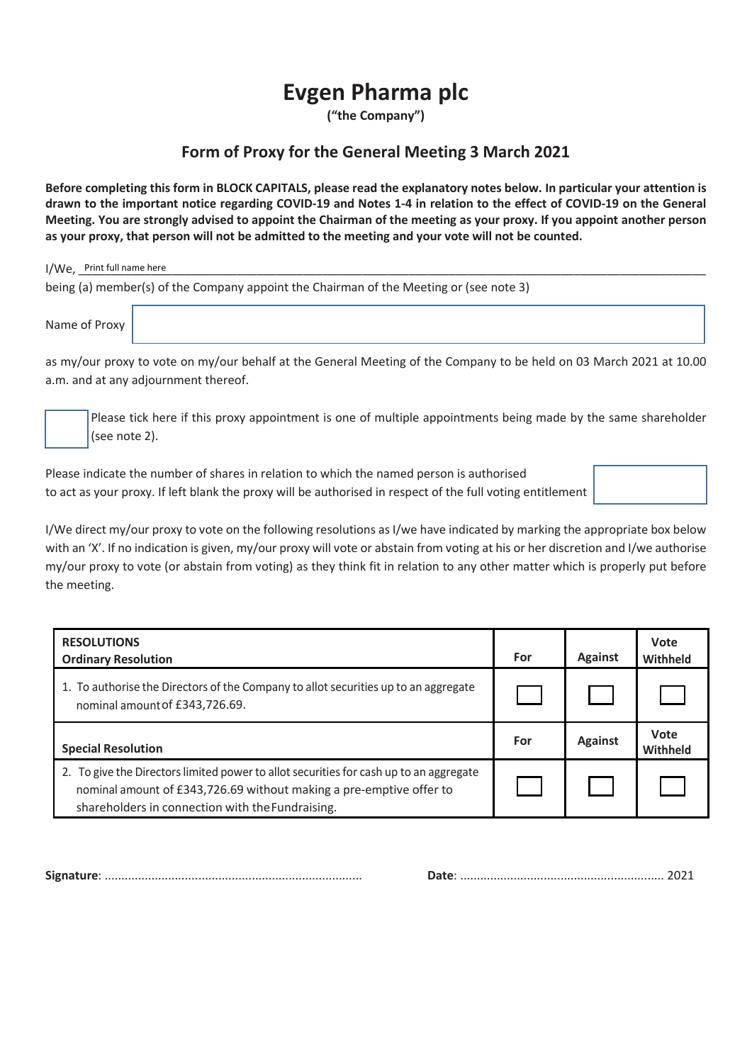# Evgen Pharma plc

**("the Company")**

## Form of Proxy for the General Meeting 3 March 2021

**Before completing this form in BLOCK CAPITALS, please read the explanatory notes below. In particular your attention is drawn to the important notice regarding COVID-19 and Notes 1-4 in relation to the effect of COVID-19 on the General Meeting. You are strongly advised to appoint the Chairman of the meeting as your proxy. If you appoint another person as your proxy, that person will not be admitted to the meeting and your vote will not be counted.**

I/We, Print full name here ______________________________________________

being (a) member(s) of the Company appoint the Chairman of the Meeting or (see note 3)

Name of Proxy ______________________________________________

as my/our proxy to vote on my/our behalf at the General Meeting of the Company to be held on 03 March 2021 at 10.00 a.m. and at any adjournment thereof.

☐ Please tick here if this proxy appointment is one of multiple appointments being made by the same shareholder (see note 2).

Please indicate the number of shares in relation to which the named person is authorised to act as your proxy. If left blank the proxy will be authorised in respect of the full voting entitlement ☐

I/We direct my/our proxy to vote on the following resolutions as I/we have indicated by marking the appropriate box below with an 'X'. If no indication is given, my/our proxy will vote or abstain from voting at his or her discretion and I/we authorise my/our proxy to vote (or abstain from voting) as they think fit in relation to any other matter which is properly put before the meeting.

| **RESOLUTIONS**<br>**Ordinary Resolution** | **For** | **Against** | **Vote Withheld** |
|---|---|---|---|
| 1. To authorise the Directors of the Company to allot securities up to an aggregate nominal amount of £343,726.69. | ☐ | ☐ | ☐ |
| **Special Resolution** | **For** | **Against** | **Vote Withheld** |
| 2. To give the Directors limited power to allot securities for cash up to an aggregate nominal amount of £343,726.69 without making a pre-emptive offer to shareholders in connection with the Fundraising. | ☐ | ☐ | ☐ |

**Signature**: ............................................................................ **Date**: ............................................................ 2021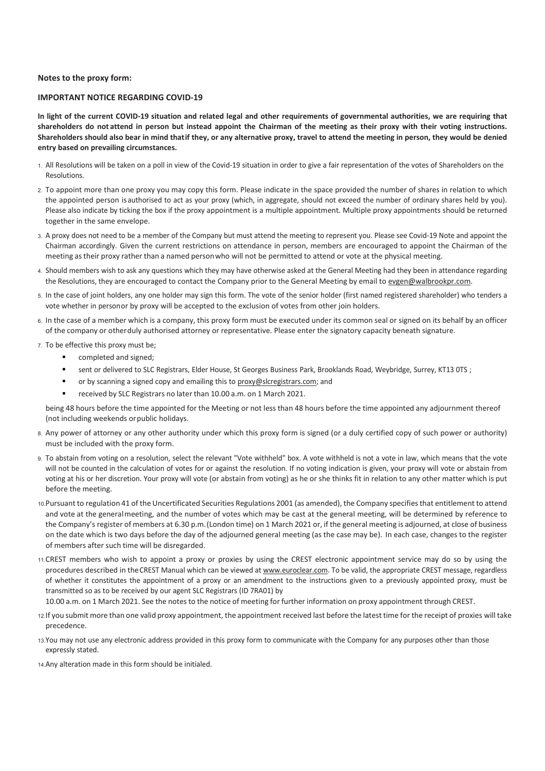**Notes to the proxy form:**

**IMPORTANT NOTICE REGARDING COVID-19**

**In light of the current COVID-19 situation and related legal and other requirements of governmental authorities, we are requiring that shareholders do not attend in person but instead appoint the Chairman of the meeting as their proxy with their voting instructions. Shareholders should also bear in mind that if they, or any alternative proxy, travel to attend the meeting in person, they would be denied entry based on prevailing circumstances.**

1. All Resolutions will be taken on a poll in view of the Covid-19 situation in order to give a fair representation of the votes of Shareholders on the Resolutions.
2. To appoint more than one proxy you may copy this form. Please indicate in the space provided the number of shares in relation to which the appointed person is authorised to act as your proxy (which, in aggregate, should not exceed the number of ordinary shares held by you). Please also indicate by ticking the box if the proxy appointment is a multiple appointment. Multiple proxy appointments should be returned together in the same envelope.
3. A proxy does not need to be a member of the Company but must attend the meeting to represent you. Please see Covid-19 Note and appoint the Chairman accordingly. Given the current restrictions on attendance in person, members are encouraged to appoint the Chairman of the meeting as their proxy rather than a named person who will not be permitted to attend or vote at the physical meeting.
4. Should members wish to ask any questions which they may have otherwise asked at the General Meeting had they been in attendance regarding the Resolutions, they are encouraged to contact the Company prior to the General Meeting by email to evgen@walbrookpr.com.
5. In the case of joint holders, any one holder may sign this form. The vote of the senior holder (first named registered shareholder) who tenders a vote whether in person or by proxy will be accepted to the exclusion of votes from other join holders.
6. In the case of a member which is a company, this proxy form must be executed under its common seal or signed on its behalf by an officer of the company or other duly authorised attorney or representative. Please enter the signatory capacity beneath signature.
7. To be effective this proxy must be;
   - completed and signed;
   - sent or delivered to SLC Registrars, Elder House, St Georges Business Park, Brooklands Road, Weybridge, Surrey, KT13 0TS ;
   - or by scanning a signed copy and emailing this to proxy@slcregistrars.com; and
   - received by SLC Registrars no later than 10.00 a.m. on 1 March 2021.

   being 48 hours before the time appointed for the Meeting or not less than 48 hours before the time appointed any adjournment thereof (not including weekends or public holidays.
8. Any power of attorney or any other authority under which this proxy form is signed (or a duly certified copy of such power or authority) must be included with the proxy form.
9. To abstain from voting on a resolution, select the relevant "Vote withheld" box. A vote withheld is not a vote in law, which means that the vote will not be counted in the calculation of votes for or against the resolution. If no voting indication is given, your proxy will vote or abstain from voting at his or her discretion. Your proxy will vote (or abstain from voting) as he or she thinks fit in relation to any other matter which is put before the meeting.
10. Pursuant to regulation 41 of the Uncertificated Securities Regulations 2001 (as amended), the Company specifies that entitlement to attend and vote at the general meeting, and the number of votes which may be cast at the general meeting, will be determined by reference to the Company's register of members at 6.30 p.m. (London time) on 1 March 2021 or, if the general meeting is adjourned, at close of business on the date which is two days before the day of the adjourned general meeting (as the case may be). In each case, changes to the register of members after such time will be disregarded.
11. CREST members who wish to appoint a proxy or proxies by using the CREST electronic appointment service may do so by using the procedures described in the CREST Manual which can be viewed at www.euroclear.com. To be valid, the appropriate CREST message, regardless of whether it constitutes the appointment of a proxy or an amendment to the instructions given to a previously appointed proxy, must be transmitted so as to be received by our agent SLC Registrars (ID 7RA01) by
    10.00 a.m. on 1 March 2021. See the notes to the notice of meeting for further information on proxy appointment through CREST.
12. If you submit more than one valid proxy appointment, the appointment received last before the latest time for the receipt of proxies will take precedence.
13. You may not use any electronic address provided in this proxy form to communicate with the Company for any purposes other than those expressly stated.
14. Any alteration made in this form should be initialed.